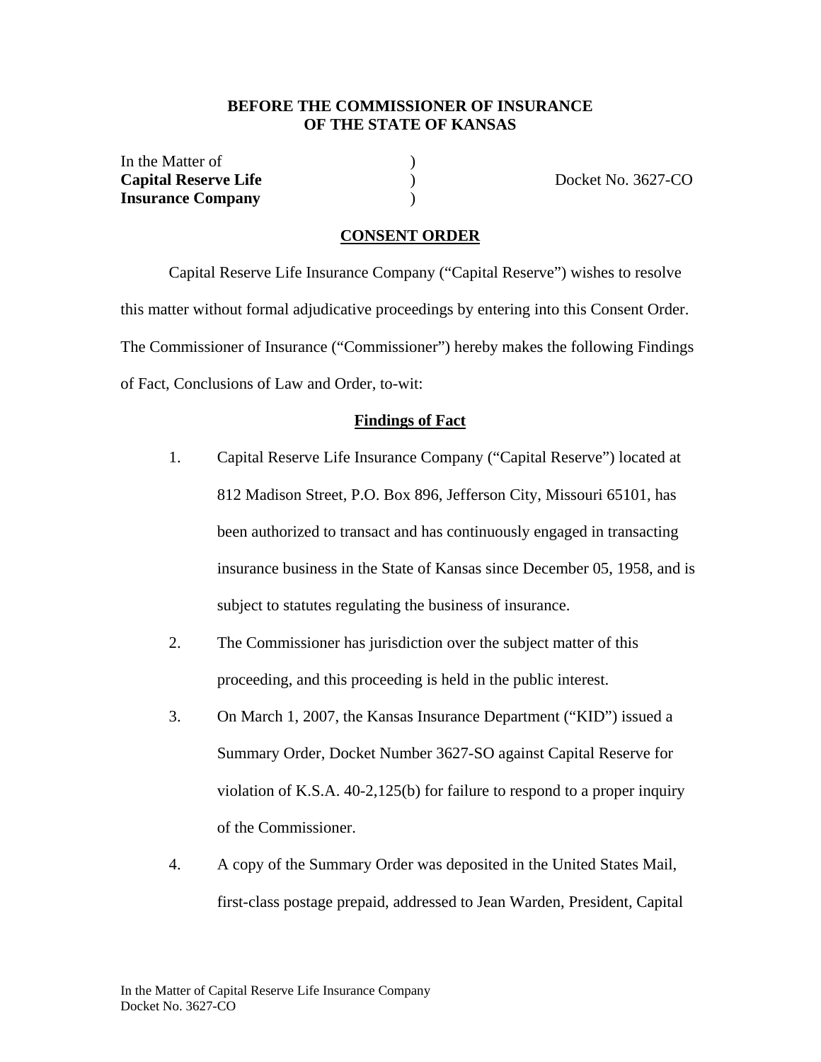**BEFORE THE COMMISSIONER OF INSURANCE**
**OF THE STATE OF KANSAS**

| In the Matter of | ) | |
|---|---|---|
| **Capital Reserve Life** | ) | Docket No. 3627-CO |
| **Insurance Company** | ) | |

## CONSENT ORDER

Capital Reserve Life Insurance Company ("Capital Reserve") wishes to resolve this matter without formal adjudicative proceedings by entering into this Consent Order. The Commissioner of Insurance ("Commissioner") hereby makes the following Findings of Fact, Conclusions of Law and Order, to-wit:

### Findings of Fact

1. Capital Reserve Life Insurance Company ("Capital Reserve") located at 812 Madison Street, P.O. Box 896, Jefferson City, Missouri 65101, has been authorized to transact and has continuously engaged in transacting insurance business in the State of Kansas since December 05, 1958, and is subject to statutes regulating the business of insurance.

2. The Commissioner has jurisdiction over the subject matter of this proceeding, and this proceeding is held in the public interest.

3. On March 1, 2007, the Kansas Insurance Department ("KID") issued a Summary Order, Docket Number 3627-SO against Capital Reserve for violation of K.S.A. 40-2,125(b) for failure to respond to a proper inquiry of the Commissioner.

4. A copy of the Summary Order was deposited in the United States Mail, first-class postage prepaid, addressed to Jean Warden, President, Capital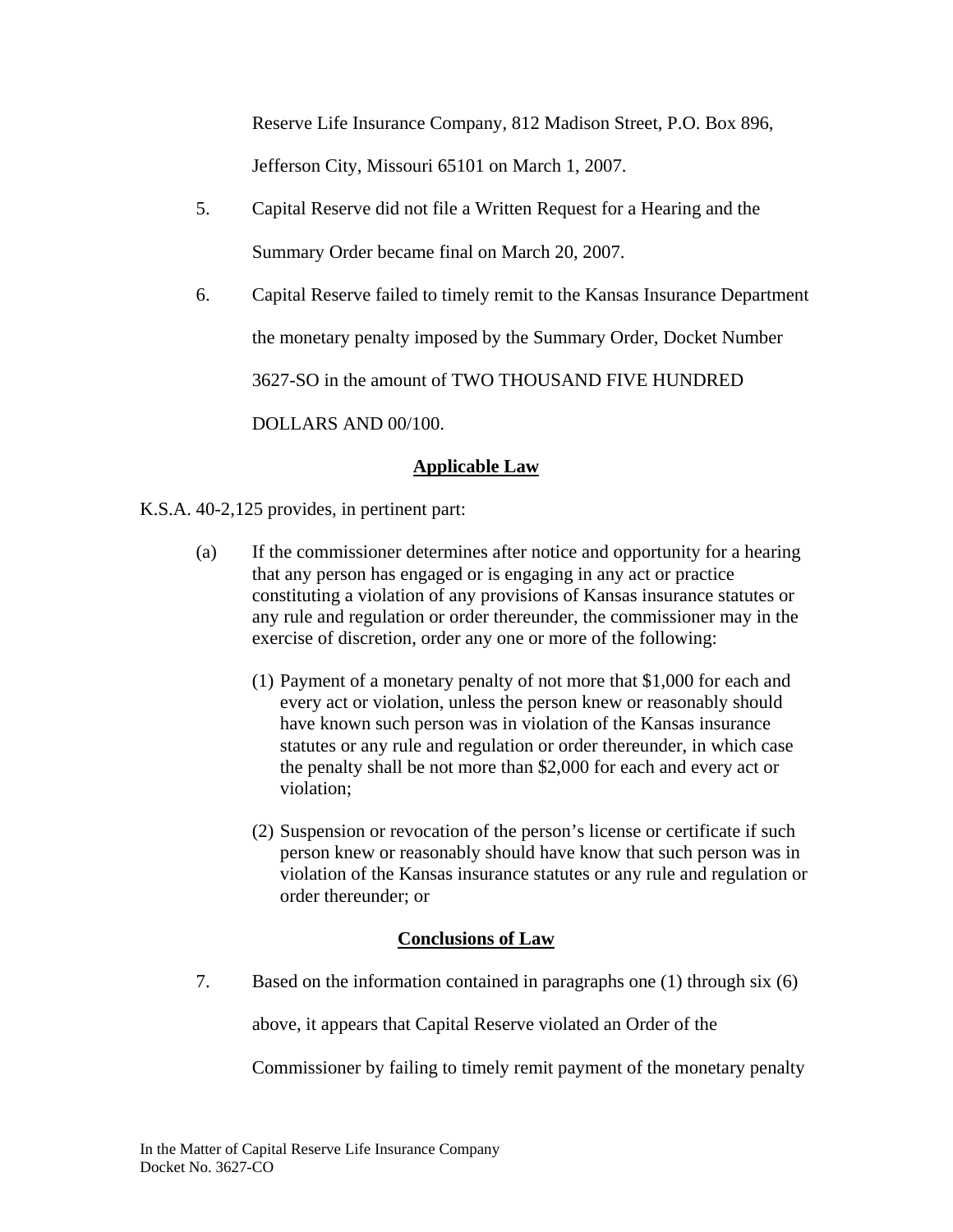Reserve Life Insurance Company, 812 Madison Street, P.O. Box 896, Jefferson City, Missouri 65101 on March 1, 2007.

5. Capital Reserve did not file a Written Request for a Hearing and the Summary Order became final on March 20, 2007.

6. Capital Reserve failed to timely remit to the Kansas Insurance Department the monetary penalty imposed by the Summary Order, Docket Number 3627-SO in the amount of TWO THOUSAND FIVE HUNDRED DOLLARS AND 00/100.

## Applicable Law

K.S.A. 40-2,125 provides, in pertinent part:

> (a) If the commissioner determines after notice and opportunity for a hearing that any person has engaged or is engaging in any act or practice constituting a violation of any provisions of Kansas insurance statutes or any rule and regulation or order thereunder, the commissioner may in the exercise of discretion, order any one or more of the following:
>
> (1) Payment of a monetary penalty of not more that $1,000 for each and every act or violation, unless the person knew or reasonably should have known such person was in violation of the Kansas insurance statutes or any rule and regulation or order thereunder, in which case the penalty shall be not more than $2,000 for each and every act or violation;
>
> (2) Suspension or revocation of the person's license or certificate if such person knew or reasonably should have know that such person was in violation of the Kansas insurance statutes or any rule and regulation or order thereunder; or

## Conclusions of Law

7. Based on the information contained in paragraphs one (1) through six (6) above, it appears that Capital Reserve violated an Order of the Commissioner by failing to timely remit payment of the monetary penalty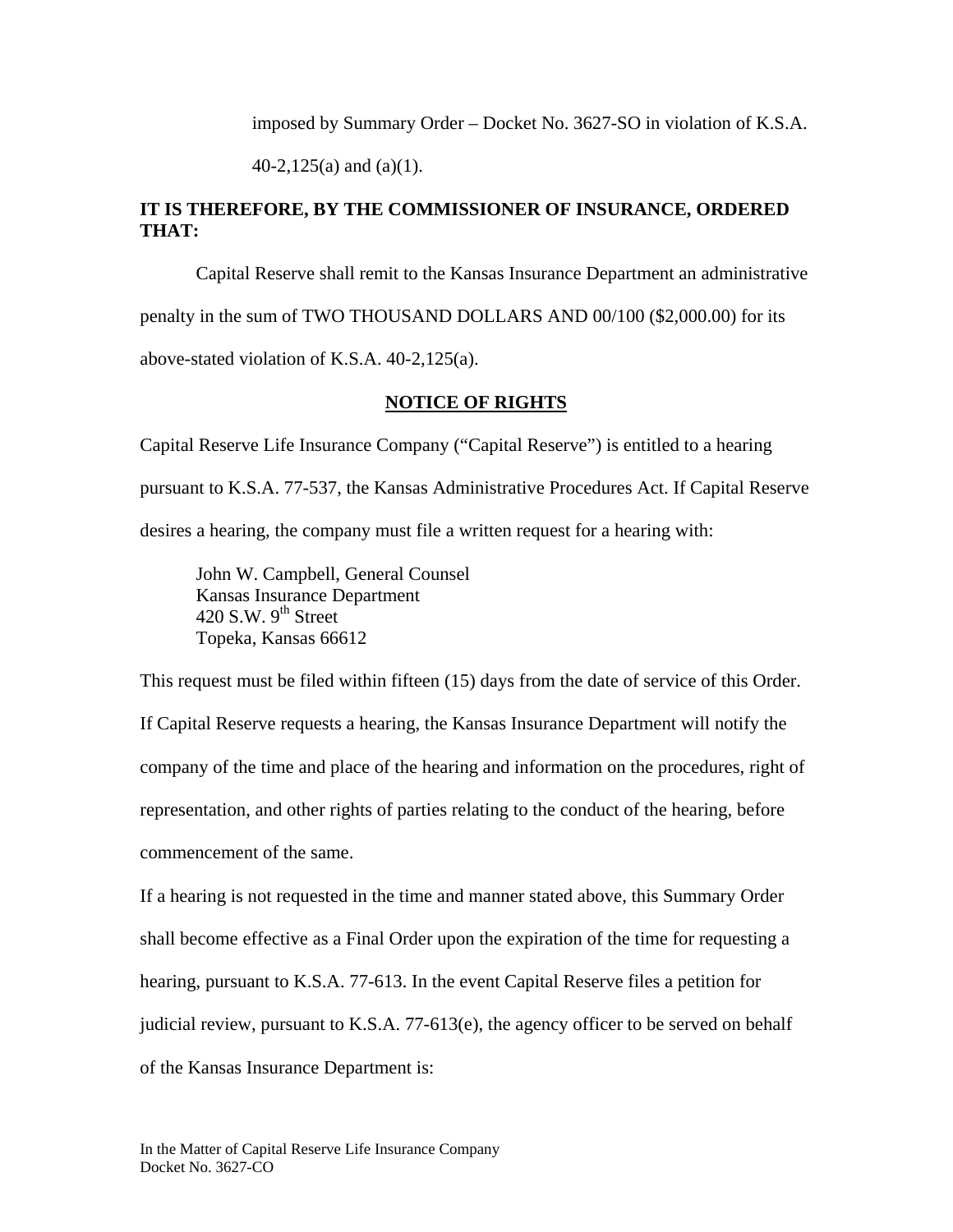imposed by Summary Order – Docket No. 3627-SO in violation of K.S.A. 40-2,125(a) and (a)(1).

**IT IS THEREFORE, BY THE COMMISSIONER OF INSURANCE, ORDERED THAT:**

Capital Reserve shall remit to the Kansas Insurance Department an administrative penalty in the sum of TWO THOUSAND DOLLARS AND 00/100 ($2,000.00) for its above-stated violation of K.S.A. 40-2,125(a).

## NOTICE OF RIGHTS

Capital Reserve Life Insurance Company ("Capital Reserve") is entitled to a hearing pursuant to K.S.A. 77-537, the Kansas Administrative Procedures Act. If Capital Reserve desires a hearing, the company must file a written request for a hearing with:

John W. Campbell, General Counsel
Kansas Insurance Department
420 S.W. 9th Street
Topeka, Kansas 66612

This request must be filed within fifteen (15) days from the date of service of this Order. If Capital Reserve requests a hearing, the Kansas Insurance Department will notify the company of the time and place of the hearing and information on the procedures, right of representation, and other rights of parties relating to the conduct of the hearing, before commencement of the same.

If a hearing is not requested in the time and manner stated above, this Summary Order shall become effective as a Final Order upon the expiration of the time for requesting a hearing, pursuant to K.S.A. 77-613. In the event Capital Reserve files a petition for judicial review, pursuant to K.S.A. 77-613(e), the agency officer to be served on behalf of the Kansas Insurance Department is: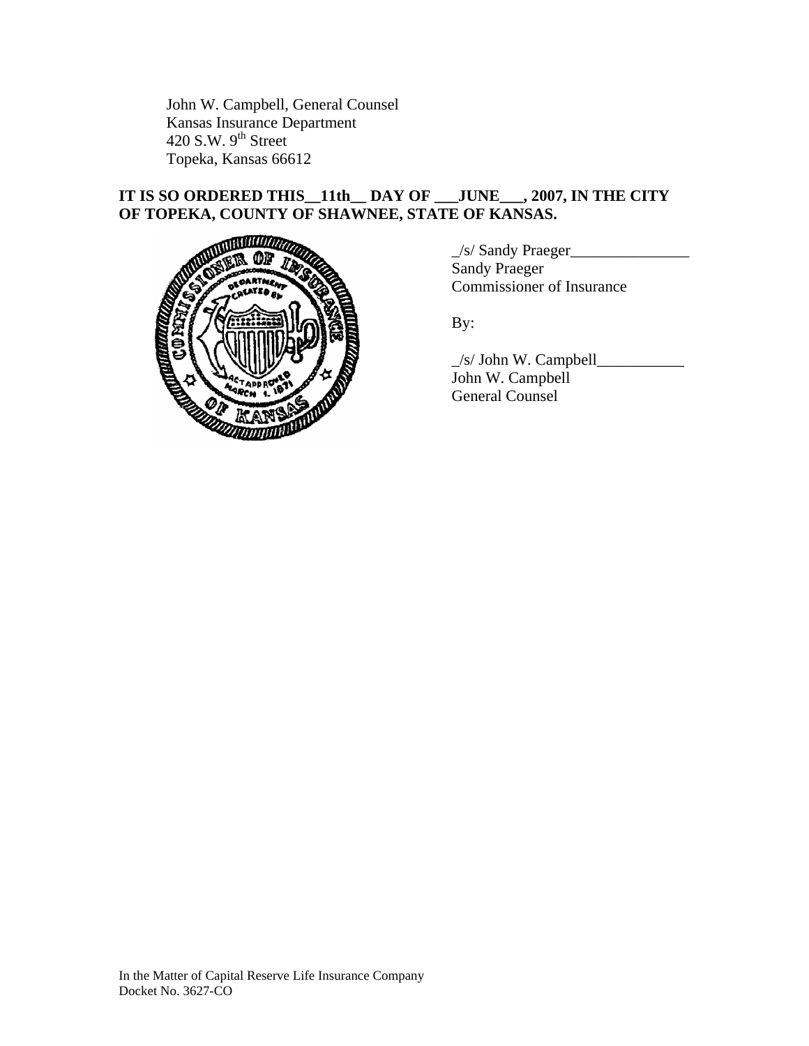John W. Campbell, General Counsel
Kansas Insurance Department
420 S.W. 9th Street
Topeka, Kansas 66612

**IT IS SO ORDERED THIS__11th__ DAY OF ___JUNE___, 2007, IN THE CITY OF TOPEKA, COUNTY OF SHAWNEE, STATE OF KANSAS.**

_/s/ Sandy Praeger_______________
Sandy Praeger
Commissioner of Insurance

By:

_/s/ John W. Campbell___________
John W. Campbell
General Counsel

In the Matter of Capital Reserve Life Insurance Company
Docket No. 3627-CO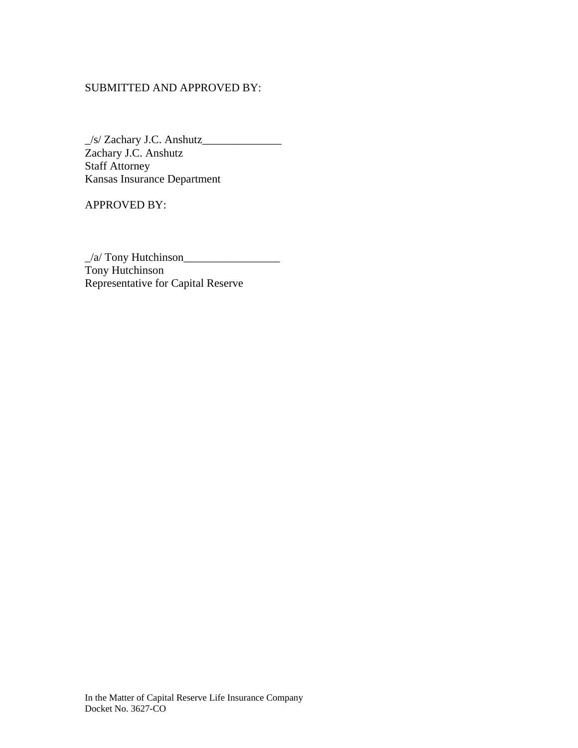SUBMITTED AND APPROVED BY:

_/s/ Zachary J.C. Anshutz______________
Zachary J.C. Anshutz
Staff Attorney
Kansas Insurance Department

APPROVED BY:

_/a/ Tony Hutchinson_________________
Tony Hutchinson
Representative for Capital Reserve

In the Matter of Capital Reserve Life Insurance Company
Docket No. 3627-CO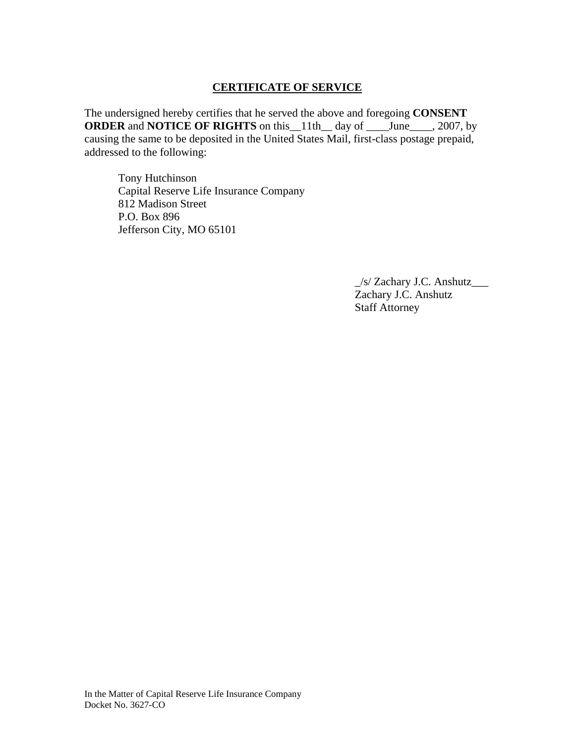## CERTIFICATE OF SERVICE

The undersigned hereby certifies that he served the above and foregoing **CONSENT ORDER** and **NOTICE OF RIGHTS** on this__11th__ day of ____June____, 2007, by causing the same to be deposited in the United States Mail, first-class postage prepaid, addressed to the following:

Tony Hutchinson
Capital Reserve Life Insurance Company
812 Madison Street
P.O. Box 896
Jefferson City, MO 65101

_/s/ Zachary J.C. Anshutz___
Zachary J.C. Anshutz
Staff Attorney

In the Matter of Capital Reserve Life Insurance Company
Docket No. 3627-CO